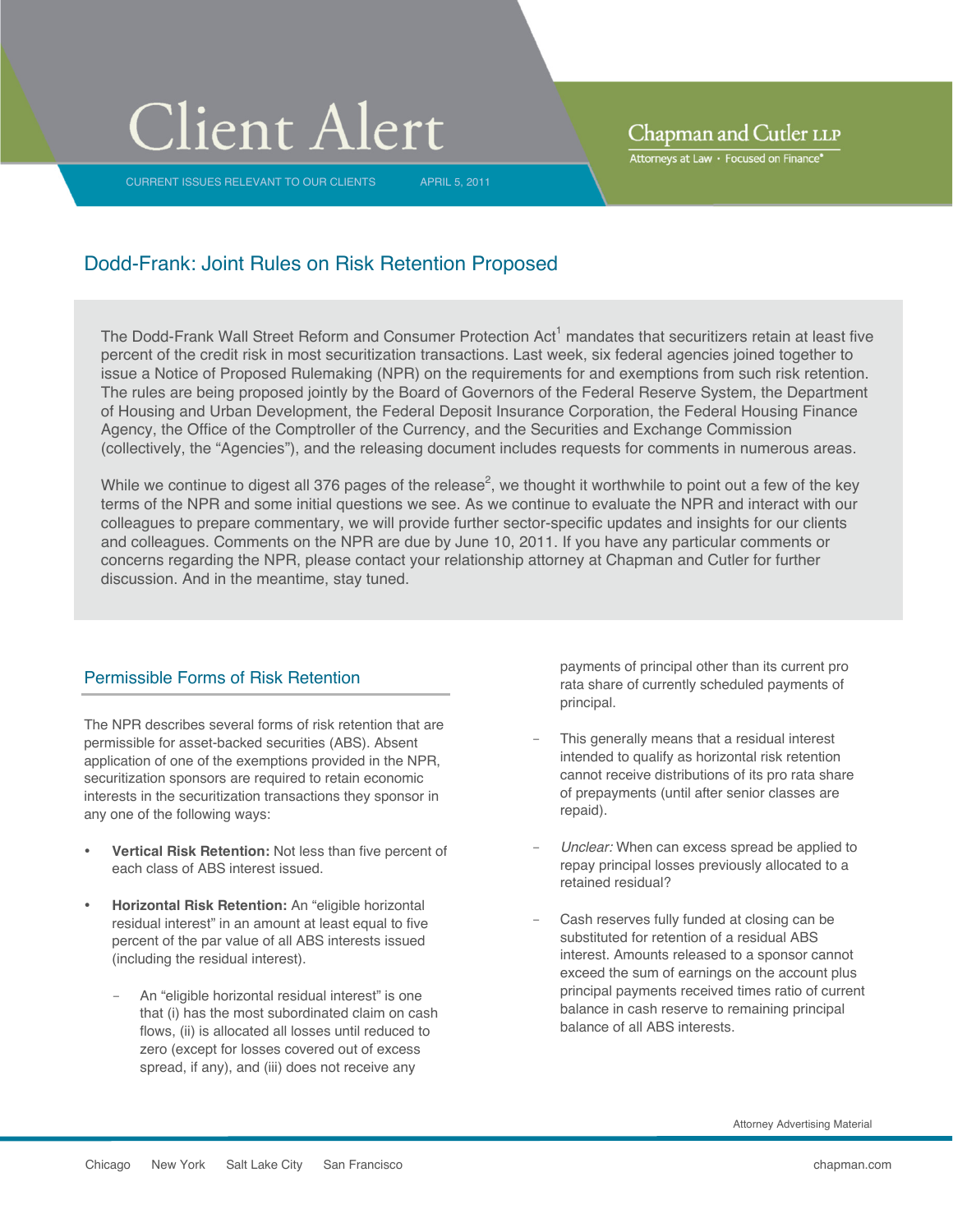# Client Alert

CURRENT ISSUES RELEVANT TO OUR CLIENTS APRIL 5, 2011

Chapman and Cutler LLP
Attorneys at Law · Focused on Finance®

## Dodd-Frank: Joint Rules on Risk Retention Proposed

The Dodd-Frank Wall Street Reform and Consumer Protection Act[1] mandates that securitizers retain at least five percent of the credit risk in most securitization transactions. Last week, six federal agencies joined together to issue a Notice of Proposed Rulemaking (NPR) on the requirements for and exemptions from such risk retention. The rules are being proposed jointly by the Board of Governors of the Federal Reserve System, the Department of Housing and Urban Development, the Federal Deposit Insurance Corporation, the Federal Housing Finance Agency, the Office of the Comptroller of the Currency, and the Securities and Exchange Commission (collectively, the "Agencies"), and the releasing document includes requests for comments in numerous areas.

While we continue to digest all 376 pages of the release[2], we thought it worthwhile to point out a few of the key terms of the NPR and some initial questions we see. As we continue to evaluate the NPR and interact with our colleagues to prepare commentary, we will provide further sector-specific updates and insights for our clients and colleagues. Comments on the NPR are due by June 10, 2011. If you have any particular comments or concerns regarding the NPR, please contact your relationship attorney at Chapman and Cutler for further discussion. And in the meantime, stay tuned.

### Permissible Forms of Risk Retention

The NPR describes several forms of risk retention that are permissible for asset-backed securities (ABS). Absent application of one of the exemptions provided in the NPR, securitization sponsors are required to retain economic interests in the securitization transactions they sponsor in any one of the following ways:

- **Vertical Risk Retention:** Not less than five percent of each class of ABS interest issued.
- **Horizontal Risk Retention:** An "eligible horizontal residual interest" in an amount at least equal to five percent of the par value of all ABS interests issued (including the residual interest).
  - An "eligible horizontal residual interest" is one that (i) has the most subordinated claim on cash flows, (ii) is allocated all losses until reduced to zero (except for losses covered out of excess spread, if any), and (iii) does not receive any payments of principal other than its current pro rata share of currently scheduled payments of principal.
  - This generally means that a residual interest intended to qualify as horizontal risk retention cannot receive distributions of its pro rata share of prepayments (until after senior classes are repaid).
  - *Unclear:* When can excess spread be applied to repay principal losses previously allocated to a retained residual?
  - Cash reserves fully funded at closing can be substituted for retention of a residual ABS interest. Amounts released to a sponsor cannot exceed the sum of earnings on the account plus principal payments received times ratio of current balance in cash reserve to remaining principal balance of all ABS interests.

Attorney Advertising Material

Chicago New York Salt Lake City San Francisco chapman.com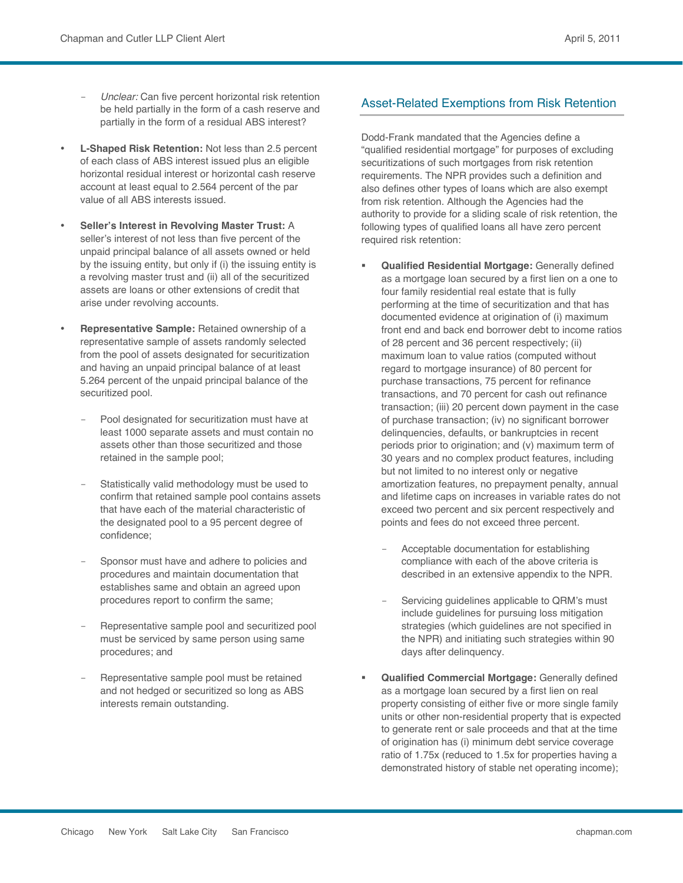- *Unclear:* Can five percent horizontal risk retention be held partially in the form of a cash reserve and partially in the form of a residual ABS interest?

- **L-Shaped Risk Retention:** Not less than 2.5 percent of each class of ABS interest issued plus an eligible horizontal residual interest or horizontal cash reserve account at least equal to 2.564 percent of the par value of all ABS interests issued.

- **Seller's Interest in Revolving Master Trust:** A seller's interest of not less than five percent of the unpaid principal balance of all assets owned or held by the issuing entity, but only if (i) the issuing entity is a revolving master trust and (ii) all of the securitized assets are loans or other extensions of credit that arise under revolving accounts.

- **Representative Sample:** Retained ownership of a representative sample of assets randomly selected from the pool of assets designated for securitization and having an unpaid principal balance of at least 5.264 percent of the unpaid principal balance of the securitized pool.

  - Pool designated for securitization must have at least 1000 separate assets and must contain no assets other than those securitized and those retained in the sample pool;

  - Statistically valid methodology must be used to confirm that retained sample pool contains assets that have each of the material characteristic of the designated pool to a 95 percent degree of confidence;

  - Sponsor must have and adhere to policies and procedures and maintain documentation that establishes same and obtain an agreed upon procedures report to confirm the same;

  - Representative sample pool and securitized pool must be serviced by same person using same procedures; and

  - Representative sample pool must be retained and not hedged or securitized so long as ABS interests remain outstanding.

## Asset-Related Exemptions from Risk Retention

Dodd-Frank mandated that the Agencies define a "qualified residential mortgage" for purposes of excluding securitizations of such mortgages from risk retention requirements. The NPR provides such a definition and also defines other types of loans which are also exempt from risk retention. Although the Agencies had the authority to provide for a sliding scale of risk retention, the following types of qualified loans all have zero percent required risk retention:

- **Qualified Residential Mortgage:** Generally defined as a mortgage loan secured by a first lien on a one to four family residential real estate that is fully performing at the time of securitization and that has documented evidence at origination of (i) maximum front end and back end borrower debt to income ratios of 28 percent and 36 percent respectively; (ii) maximum loan to value ratios (computed without regard to mortgage insurance) of 80 percent for purchase transactions, 75 percent for refinance transactions, and 70 percent for cash out refinance transaction; (iii) 20 percent down payment in the case of purchase transaction; (iv) no significant borrower delinquencies, defaults, or bankruptcies in recent periods prior to origination; and (v) maximum term of 30 years and no complex product features, including but not limited to no interest only or negative amortization features, no prepayment penalty, annual and lifetime caps on increases in variable rates do not exceed two percent and six percent respectively and points and fees do not exceed three percent.

  - Acceptable documentation for establishing compliance with each of the above criteria is described in an extensive appendix to the NPR.

  - Servicing guidelines applicable to QRM's must include guidelines for pursuing loss mitigation strategies (which guidelines are not specified in the NPR) and initiating such strategies within 90 days after delinquency.

- **Qualified Commercial Mortgage:** Generally defined as a mortgage loan secured by a first lien on real property consisting of either five or more single family units or other non-residential property that is expected to generate rent or sale proceeds and that at the time of origination has (i) minimum debt service coverage ratio of 1.75x (reduced to 1.5x for properties having a demonstrated history of stable net operating income);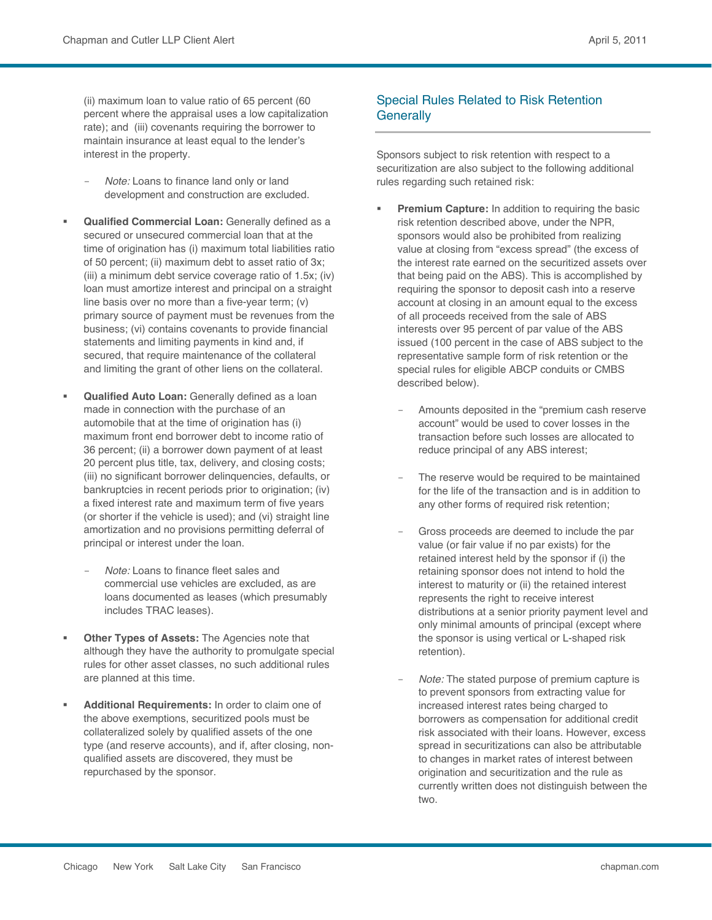(ii) maximum loan to value ratio of 65 percent (60 percent where the appraisal uses a low capitalization rate); and (iii) covenants requiring the borrower to maintain insurance at least equal to the lender's interest in the property.

- *Note:* Loans to finance land only or land development and construction are excluded.

- **Qualified Commercial Loan:** Generally defined as a secured or unsecured commercial loan that at the time of origination has (i) maximum total liabilities ratio of 50 percent; (ii) maximum debt to asset ratio of 3x; (iii) a minimum debt service coverage ratio of 1.5x; (iv) loan must amortize interest and principal on a straight line basis over no more than a five-year term; (v) primary source of payment must be revenues from the business; (vi) contains covenants to provide financial statements and limiting payments in kind and, if secured, that require maintenance of the collateral and limiting the grant of other liens on the collateral.

- **Qualified Auto Loan:** Generally defined as a loan made in connection with the purchase of an automobile that at the time of origination has (i) maximum front end borrower debt to income ratio of 36 percent; (ii) a borrower down payment of at least 20 percent plus title, tax, delivery, and closing costs; (iii) no significant borrower delinquencies, defaults, or bankruptcies in recent periods prior to origination; (iv) a fixed interest rate and maximum term of five years (or shorter if the vehicle is used); and (vi) straight line amortization and no provisions permitting deferral of principal or interest under the loan.

  - *Note:* Loans to finance fleet sales and commercial use vehicles are excluded, as are loans documented as leases (which presumably includes TRAC leases).

- **Other Types of Assets:** The Agencies note that although they have the authority to promulgate special rules for other asset classes, no such additional rules are planned at this time.

- **Additional Requirements:** In order to claim one of the above exemptions, securitized pools must be collateralized solely by qualified assets of the one type (and reserve accounts), and if, after closing, non-qualified assets are discovered, they must be repurchased by the sponsor.

## Special Rules Related to Risk Retention Generally

Sponsors subject to risk retention with respect to a securitization are also subject to the following additional rules regarding such retained risk:

- **Premium Capture:** In addition to requiring the basic risk retention described above, under the NPR, sponsors would also be prohibited from realizing value at closing from "excess spread" (the excess of the interest rate earned on the securitized assets over that being paid on the ABS). This is accomplished by requiring the sponsor to deposit cash into a reserve account at closing in an amount equal to the excess of all proceeds received from the sale of ABS interests over 95 percent of par value of the ABS issued (100 percent in the case of ABS subject to the representative sample form of risk retention or the special rules for eligible ABCP conduits or CMBS described below).

  - Amounts deposited in the "premium cash reserve account" would be used to cover losses in the transaction before such losses are allocated to reduce principal of any ABS interest;

  - The reserve would be required to be maintained for the life of the transaction and is in addition to any other forms of required risk retention;

  - Gross proceeds are deemed to include the par value (or fair value if no par exists) for the retained interest held by the sponsor if (i) the retaining sponsor does not intend to hold the interest to maturity or (ii) the retained interest represents the right to receive interest distributions at a senior priority payment level and only minimal amounts of principal (except where the sponsor is using vertical or L-shaped risk retention).

  - *Note:* The stated purpose of premium capture is to prevent sponsors from extracting value for increased interest rates being charged to borrowers as compensation for additional credit risk associated with their loans. However, excess spread in securitizations can also be attributable to changes in market rates of interest between origination and securitization and the rule as currently written does not distinguish between the two.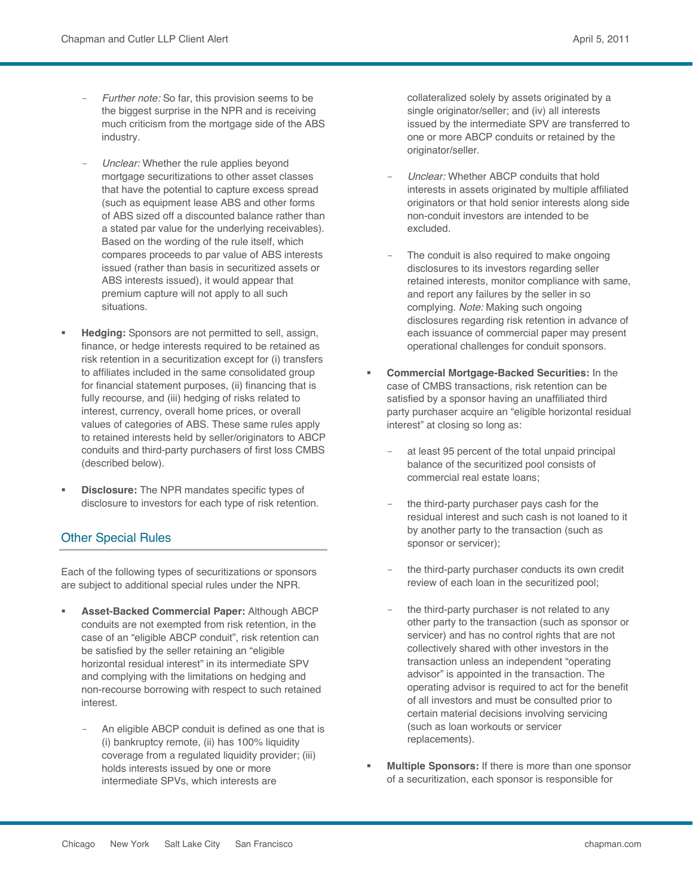- *Further note:* So far, this provision seems to be the biggest surprise in the NPR and is receiving much criticism from the mortgage side of the ABS industry.

- *Unclear:* Whether the rule applies beyond mortgage securitizations to other asset classes that have the potential to capture excess spread (such as equipment lease ABS and other forms of ABS sized off a discounted balance rather than a stated par value for the underlying receivables). Based on the wording of the rule itself, which compares proceeds to par value of ABS interests issued (rather than basis in securitized assets or ABS interests issued), it would appear that premium capture will not apply to all such situations.

- **Hedging:** Sponsors are not permitted to sell, assign, finance, or hedge interests required to be retained as risk retention in a securitization except for (i) transfers to affiliates included in the same consolidated group for financial statement purposes, (ii) financing that is fully recourse, and (iii) hedging of risks related to interest, currency, overall home prices, or overall values of categories of ABS. These same rules apply to retained interests held by seller/originators to ABCP conduits and third-party purchasers of first loss CMBS (described below).

- **Disclosure:** The NPR mandates specific types of disclosure to investors for each type of risk retention.

## Other Special Rules

Each of the following types of securitizations or sponsors are subject to additional special rules under the NPR.

- **Asset-Backed Commercial Paper:** Although ABCP conduits are not exempted from risk retention, in the case of an "eligible ABCP conduit", risk retention can be satisfied by the seller retaining an "eligible horizontal residual interest" in its intermediate SPV and complying with the limitations on hedging and non-recourse borrowing with respect to such retained interest.

  - An eligible ABCP conduit is defined as one that is (i) bankruptcy remote, (ii) has 100% liquidity coverage from a regulated liquidity provider; (iii) holds interests issued by one or more intermediate SPVs, which interests are collateralized solely by assets originated by a single originator/seller; and (iv) all interests issued by the intermediate SPV are transferred to one or more ABCP conduits or retained by the originator/seller.

  - *Unclear:* Whether ABCP conduits that hold interests in assets originated by multiple affiliated originators or that hold senior interests along side non-conduit investors are intended to be excluded.

  - The conduit is also required to make ongoing disclosures to its investors regarding seller retained interests, monitor compliance with same, and report any failures by the seller in so complying. *Note:* Making such ongoing disclosures regarding risk retention in advance of each issuance of commercial paper may present operational challenges for conduit sponsors.

- **Commercial Mortgage-Backed Securities:** In the case of CMBS transactions, risk retention can be satisfied by a sponsor having an unaffiliated third party purchaser acquire an "eligible horizontal residual interest" at closing so long as:

  - at least 95 percent of the total unpaid principal balance of the securitized pool consists of commercial real estate loans;

  - the third-party purchaser pays cash for the residual interest and such cash is not loaned to it by another party to the transaction (such as sponsor or servicer);

  - the third-party purchaser conducts its own credit review of each loan in the securitized pool;

  - the third-party purchaser is not related to any other party to the transaction (such as sponsor or servicer) and has no control rights that are not collectively shared with other investors in the transaction unless an independent "operating advisor" is appointed in the transaction. The operating advisor is required to act for the benefit of all investors and must be consulted prior to certain material decisions involving servicing (such as loan workouts or servicer replacements).

- **Multiple Sponsors:** If there is more than one sponsor of a securitization, each sponsor is responsible for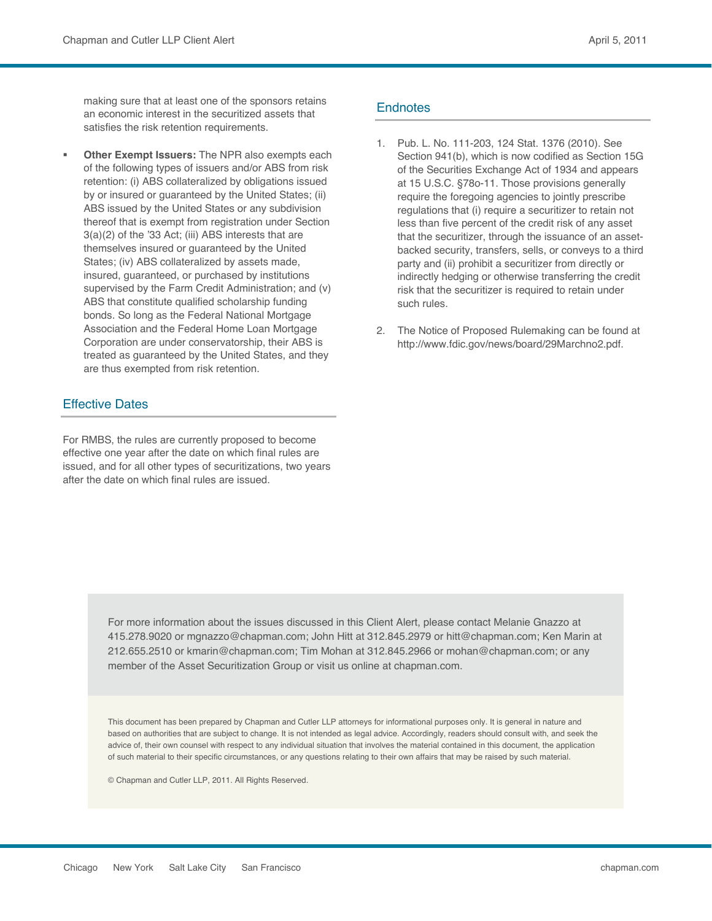making sure that at least one of the sponsors retains an economic interest in the securitized assets that satisfies the risk retention requirements.

- **Other Exempt Issuers:** The NPR also exempts each of the following types of issuers and/or ABS from risk retention: (i) ABS collateralized by obligations issued by or insured or guaranteed by the United States; (ii) ABS issued by the United States or any subdivision thereof that is exempt from registration under Section 3(a)(2) of the '33 Act; (iii) ABS interests that are themselves insured or guaranteed by the United States; (iv) ABS collateralized by assets made, insured, guaranteed, or purchased by institutions supervised by the Farm Credit Administration; and (v) ABS that constitute qualified scholarship funding bonds. So long as the Federal National Mortgage Association and the Federal Home Loan Mortgage Corporation are under conservatorship, their ABS is treated as guaranteed by the United States, and they are thus exempted from risk retention.

## Effective Dates

For RMBS, the rules are currently proposed to become effective one year after the date on which final rules are issued, and for all other types of securitizations, two years after the date on which final rules are issued.

## Endnotes

1. Pub. L. No. 111-203, 124 Stat. 1376 (2010). See Section 941(b), which is now codified as Section 15G of the Securities Exchange Act of 1934 and appears at 15 U.S.C. §78o-11. Those provisions generally require the foregoing agencies to jointly prescribe regulations that (i) require a securitizer to retain not less than five percent of the credit risk of any asset that the securitizer, through the issuance of an asset-backed security, transfers, sells, or conveys to a third party and (ii) prohibit a securitizer from directly or indirectly hedging or otherwise transferring the credit risk that the securitizer is required to retain under such rules.

2. The Notice of Proposed Rulemaking can be found at http://www.fdic.gov/news/board/29Marchno2.pdf.

For more information about the issues discussed in this Client Alert, please contact Melanie Gnazzo at 415.278.9020 or mgnazzo@chapman.com; John Hitt at 312.845.2979 or hitt@chapman.com; Ken Marin at 212.655.2510 or kmarin@chapman.com; Tim Mohan at 312.845.2966 or mohan@chapman.com; or any member of the Asset Securitization Group or visit us online at chapman.com.

This document has been prepared by Chapman and Cutler LLP attorneys for informational purposes only. It is general in nature and based on authorities that are subject to change. It is not intended as legal advice. Accordingly, readers should consult with, and seek the advice of, their own counsel with respect to any individual situation that involves the material contained in this document, the application of such material to their specific circumstances, or any questions relating to their own affairs that may be raised by such material.

© Chapman and Cutler LLP, 2011. All Rights Reserved.